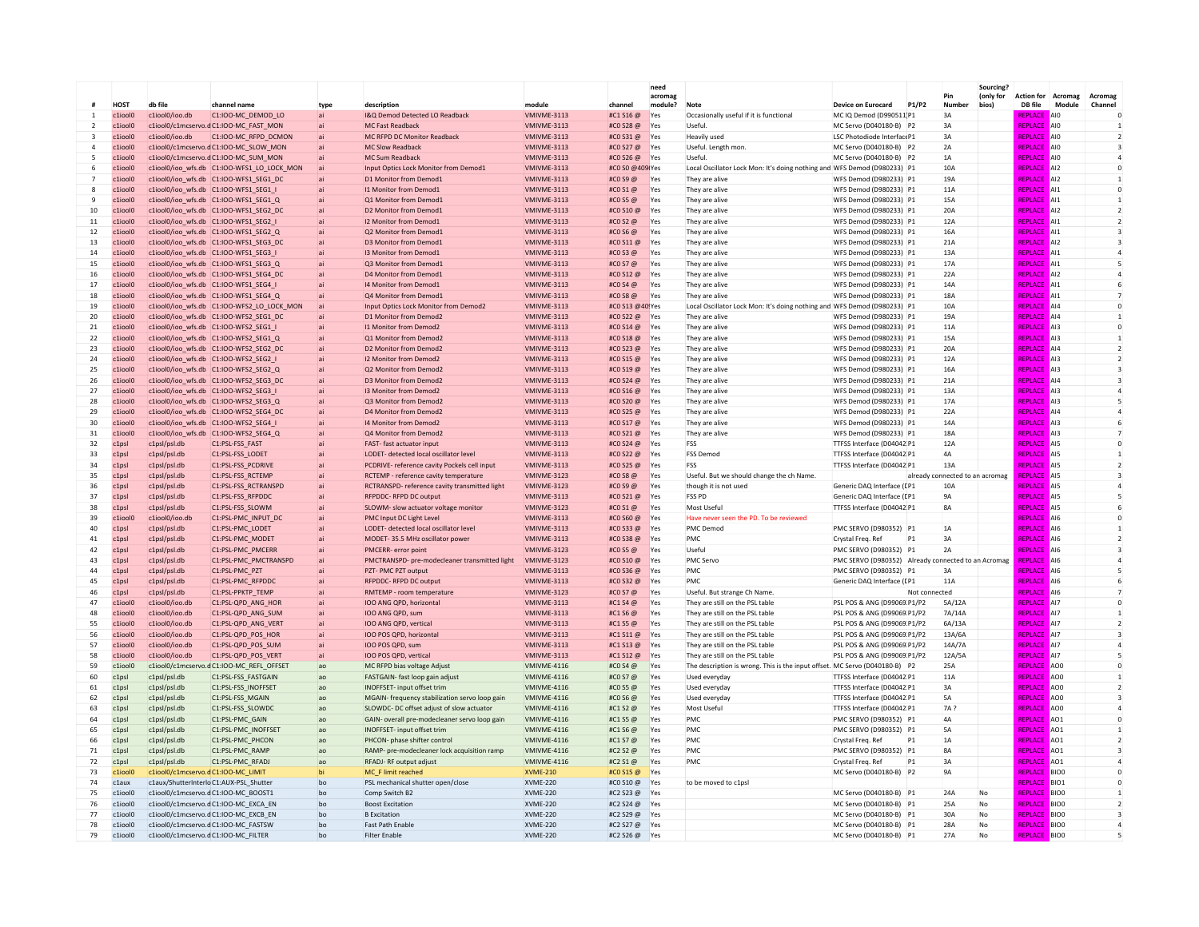| # | HOST | db file | channel name | type | description | module | channel | need acromag module? | Note | Device on Eurocard | P1/P2 | Pin Number | Sourcing? (only for bios) | Action for DB file | Acromag Module | Acromag Channel |
|---|---|---|---|---|---|---|---|---|---|---|---|---|---|---|---|---|
| 1 | c1iool0 | c1iool0/ioo.db | C1:IOO-MC_DEMOD_LO | ai | I&Q Demod Detected LO Readback | VMIVME-3113 | #C1 S16 @ | Yes | Occasionally useful if it is functional | MC IQ Demod (D990511) | P1 | 3A | | REPLACE | AI0 | 0 |
| 2 | c1iool0 | c1iool0/c1mcservo.d | C1:IOO-MC_FAST_MON | ai | MC Fast Readback | VMIVME-3113 | #C0 S28 @ | Yes | Useful. | MC Servo (D040180-B) | P2 | 3A | | REPLACE | AI0 | 1 |
| 3 | c1iool0 | c1iool0/ioo.db | C1:IOO-MC_RFPD_DCMON | ai | MC RFPD DC Monitor Readback | VMIVME-3113 | #C0 S31 @ | Yes | Heavily used | LSC Photodiode Interface | P1 | 3A | | REPLACE | AI0 | 2 |
| 4 | c1iool0 | c1iool0/c1mcservo.d | C1:IOO-MC_SLOW_MON | ai | MC Slow Readback | VMIVME-3113 | #C0 S27 @ | Yes | Useful. Length mon. | MC Servo (D040180-B) | P2 | 2A | | REPLACE | AI0 | 3 |
| 5 | c1iool0 | c1iool0/c1mcservo.d | C1:IOO-MC_SUM_MON | ai | MC Sum Readback | VMIVME-3113 | #C0 S26 @ | Yes | Useful. | MC Servo (D040180-B) | P2 | 1A | | REPLACE | AI0 | 4 |
| 6 | c1iool0 | c1iool0/ioo_wfs.db | C1:IOO-WFS1_LO_LOCK_MON | ai | Input Optics Lock Monitor from Demod1 | VMIVME-3113 | #C0 S0 @409 | Yes | Local Oscillator Lock Mon: It's doing nothing and | WFS Demod (D980233) | P1 | 10A | | REPLACE | AI2 | 0 |
| 7 | c1iool0 | c1iool0/ioo_wfs.db | C1:IOO-WFS1_SEG1_DC | ai | D1 Monitor from Demod1 | VMIVME-3113 | #C0 S9 @ | Yes | They are alive | WFS Demod (D980233) | P1 | 19A | | REPLACE | AI2 | 1 |
| 8 | c1iool0 | c1iool0/ioo_wfs.db | C1:IOO-WFS1_SEG1_I | ai | I1 Monitor from Demod1 | VMIVME-3113 | #C0 S1 @ | Yes | They are alive | WFS Demod (D980233) | P1 | 11A | | REPLACE | AI1 | 0 |
| 9 | c1iool0 | c1iool0/ioo_wfs.db | C1:IOO-WFS1_SEG1_Q | ai | Q1 Monitor from Demod1 | VMIVME-3113 | #C0 S5 @ | Yes | They are alive | WFS Demod (D980233) | P1 | 15A | | REPLACE | AI1 | 1 |
| 10 | c1iool0 | c1iool0/ioo_wfs.db | C1:IOO-WFS1_SEG2_DC | ai | D2 Monitor from Demod1 | VMIVME-3113 | #C0 S10 @ | Yes | They are alive | WFS Demod (D980233) | P1 | 20A | | REPLACE | AI2 | 2 |
| 11 | c1iool0 | c1iool0/ioo_wfs.db | C1:IOO-WFS1_SEG2_I | ai | I2 Monitor from Demod1 | VMIVME-3113 | #C0 S2 @ | Yes | They are alive | WFS Demod (D980233) | P1 | 12A | | REPLACE | AI1 | 2 |
| 12 | c1iool0 | c1iool0/ioo_wfs.db | C1:IOO-WFS1_SEG2_Q | ai | Q2 Monitor from Demod1 | VMIVME-3113 | #C0 S6 @ | Yes | They are alive | WFS Demod (D980233) | P1 | 16A | | REPLACE | AI1 | 3 |
| 13 | c1iool0 | c1iool0/ioo_wfs.db | C1:IOO-WFS1_SEG3_DC | ai | D3 Monitor from Demod1 | VMIVME-3113 | #C0 S11 @ | Yes | They are alive | WFS Demod (D980233) | P1 | 21A | | REPLACE | AI2 | 3 |
| 14 | c1iool0 | c1iool0/ioo_wfs.db | C1:IOO-WFS1_SEG3_I | ai | I3 Monitor from Demod1 | VMIVME-3113 | #C0 S3 @ | Yes | They are alive | WFS Demod (D980233) | P1 | 13A | | REPLACE | AI1 | 4 |
| 15 | c1iool0 | c1iool0/ioo_wfs.db | C1:IOO-WFS1_SEG3_Q | ai | Q3 Monitor from Demod1 | VMIVME-3113 | #C0 S7 @ | Yes | They are alive | WFS Demod (D980233) | P1 | 17A | | REPLACE | AI1 | 5 |
| 16 | c1iool0 | c1iool0/ioo_wfs.db | C1:IOO-WFS1_SEG4_DC | ai | D4 Monitor from Demod1 | VMIVME-3113 | #C0 S12 @ | Yes | They are alive | WFS Demod (D980233) | P1 | 22A | | REPLACE | AI2 | 4 |
| 17 | c1iool0 | c1iool0/ioo_wfs.db | C1:IOO-WFS1_SEG4_I | ai | I4 Monitor from Demod1 | VMIVME-3113 | #C0 S4 @ | Yes | They are alive | WFS Demod (D980233) | P1 | 14A | | REPLACE | AI1 | 6 |
| 18 | c1iool0 | c1iool0/ioo_wfs.db | C1:IOO-WFS1_SEG4_Q | ai | Q4 Monitor from Demod1 | VMIVME-3113 | #C0 S8 @ | Yes | They are alive | WFS Demod (D980233) | P1 | 18A | | REPLACE | AI1 | 7 |
| 19 | c1iool0 | c1iool0/ioo_wfs.db | C1:IOO-WFS2_LO_LOCK_MON | ai | Input Optics Lock Monitor from Demod2 | VMIVME-3113 | #C0 S13 @409 | Yes | Local Oscillator Lock Mon: It's doing nothing and | WFS Demod (D980233) | P1 | 10A | | REPLACE | AI4 | 0 |
| 20 | c1iool0 | c1iool0/ioo_wfs.db | C1:IOO-WFS2_SEG1_DC | ai | D1 Monitor from Demod2 | VMIVME-3113 | #C0 S22 @ | Yes | They are alive | WFS Demod (D980233) | P1 | 19A | | REPLACE | AI4 | 1 |
| 21 | c1iool0 | c1iool0/ioo_wfs.db | C1:IOO-WFS2_SEG1_I | ai | I1 Monitor from Demod2 | VMIVME-3113 | #C0 S14 @ | Yes | They are alive | WFS Demod (D980233) | P1 | 11A | | REPLACE | AI3 | 0 |
| 22 | c1iool0 | c1iool0/ioo_wfs.db | C1:IOO-WFS2_SEG1_Q | ai | Q1 Monitor from Demod2 | VMIVME-3113 | #C0 S18 @ | Yes | They are alive | WFS Demod (D980233) | P1 | 15A | | REPLACE | AI3 | 1 |
| 23 | c1iool0 | c1iool0/ioo_wfs.db | C1:IOO-WFS2_SEG2_DC | ai | D2 Monitor from Demod2 | VMIVME-3113 | #C0 S23 @ | Yes | They are alive | WFS Demod (D980233) | P1 | 20A | | REPLACE | AI4 | 2 |
| 24 | c1iool0 | c1iool0/ioo_wfs.db | C1:IOO-WFS2_SEG2_I | ai | I2 Monitor from Demod2 | VMIVME-3113 | #C0 S15 @ | Yes | They are alive | WFS Demod (D980233) | P1 | 12A | | REPLACE | AI3 | 2 |
| 25 | c1iool0 | c1iool0/ioo_wfs.db | C1:IOO-WFS2_SEG2_Q | ai | Q2 Monitor from Demod2 | VMIVME-3113 | #C0 S19 @ | Yes | They are alive | WFS Demod (D980233) | P1 | 16A | | REPLACE | AI3 | 3 |
| 26 | c1iool0 | c1iool0/ioo_wfs.db | C1:IOO-WFS2_SEG3_DC | ai | D3 Monitor from Demod2 | VMIVME-3113 | #C0 S24 @ | Yes | They are alive | WFS Demod (D980233) | P1 | 21A | | REPLACE | AI4 | 3 |
| 27 | c1iool0 | c1iool0/ioo_wfs.db | C1:IOO-WFS2_SEG3_I | ai | I3 Monitor from Demod2 | VMIVME-3113 | #C0 S16 @ | Yes | They are alive | WFS Demod (D980233) | P1 | 13A | | REPLACE | AI3 | 4 |
| 28 | c1iool0 | c1iool0/ioo_wfs.db | C1:IOO-WFS2_SEG3_Q | ai | Q3 Monitor from Demod2 | VMIVME-3113 | #C0 S20 @ | Yes | They are alive | WFS Demod (D980233) | P1 | 17A | | REPLACE | AI3 | 5 |
| 29 | c1iool0 | c1iool0/ioo_wfs.db | C1:IOO-WFS2_SEG4_DC | ai | D4 Monitor from Demod2 | VMIVME-3113 | #C0 S25 @ | Yes | They are alive | WFS Demod (D980233) | P1 | 22A | | REPLACE | AI4 | 4 |
| 30 | c1iool0 | c1iool0/ioo_wfs.db | C1:IOO-WFS2_SEG4_I | ai | I4 Monitor from Demod2 | VMIVME-3113 | #C0 S17 @ | Yes | They are alive | WFS Demod (D980233) | P1 | 14A | | REPLACE | AI3 | 6 |
| 31 | c1iool0 | c1iool0/ioo_wfs.db | C1:IOO-WFS2_SEG4_Q | ai | Q4 Monitor from Demod2 | VMIVME-3113 | #C0 S21 @ | Yes | They are alive | WFS Demod (D980233) | P1 | 18A | | REPLACE | AI3 | 7 |
| 32 | c1psl | c1psl/psl.db | C1:PSL-FSS_FAST | ai | FAST- fast actuator input | VMIVME-3113 | #C0 S24 @ | Yes | FSS | TTFSS Interface (D04042 | P1 | 12A | | REPLACE | AI5 | 0 |
| 33 | c1psl | c1psl/psl.db | C1:PSL-FSS_LODET | ai | LODET- detected local oscillator level | VMIVME-3113 | #C0 S22 @ | Yes | FSS Demod | TTFSS Interface (D04042 | P1 | 4A | | REPLACE | AI5 | 1 |
| 34 | c1psl | c1psl/psl.db | C1:PSL-FSS_PCDRIVE | ai | PCDRIVE- reference cavity Pockels cell input | VMIVME-3113 | #C0 S25 @ | Yes | FSS | TTFSS Interface (D04042 | P1 | 13A | | REPLACE | AI5 | 2 |
| 35 | c1psl | c1psl/psl.db | C1:PSL-FSS_RCTEMP | ai | RCTEMP - reference cavity temperature | VMIVME-3123 | #C0 S8 @ | Yes | Useful. But we should change the ch Name. | | already connected to an acromag | | | REPLACE | AI5 | 3 |
| 36 | c1psl | c1psl/psl.db | C1:PSL-FSS_RCTRANSPD | ai | RCTRANSPD- reference cavity transmitted light | VMIVME-3123 | #C0 S9 @ | Yes | though it is not used | Generic DAQ Interface (D | P1 | 10A | | REPLACE | AI5 | 4 |
| 37 | c1psl | c1psl/psl.db | C1:PSL-FSS_RFPDDC | ai | RFPDDC- RFPD DC output | VMIVME-3113 | #C0 S21 @ | Yes | FSS PD | Generic DAQ Interface (D | P1 | 9A | | REPLACE | AI5 | 5 |
| 38 | c1psl | c1psl/psl.db | C1:PSL-FSS_SLOWM | ai | SLOWM- slow actuator voltage monitor | VMIVME-3123 | #C0 S1 @ | Yes | Most Useful | TTFSS Interface (D04042 | P1 | 8A | | REPLACE | AI5 | 6 |
| 39 | c1iool0 | c1iool0/ioo.db | C1:PSL-PMC_INPUT_DC | ai | PMC Input DC Light Level | VMIVME-3113 | #C0 S60 @ | Yes | Have never seen the PD. To be reviewed | | | | | REPLACE | AI6 | 0 |
| 40 | c1psl | c1psl/psl.db | C1:PSL-PMC_LODET | ai | LODET- detected local oscillator level | VMIVME-3113 | #C0 S33 @ | Yes | PMC Demod | PMC SERVO (D980352) | P1 | 1A | | REPLACE | AI6 | 1 |
| 41 | c1psl | c1psl/psl.db | C1:PSL-PMC_MODET | ai | MODET- 35.5 MHz oscillator power | VMIVME-3113 | #C0 S38 @ | Yes | PMC | Crystal Freq. Ref | P1 | 3A | | REPLACE | AI6 | 2 |
| 42 | c1psl | c1psl/psl.db | C1:PSL-PMC_PMCERR | ai | PMCERR- error point | VMIVME-3123 | #C0 S5 @ | Yes | Useful | PMC SERVO (D980352) | P1 | 2A | | REPLACE | AI6 | 3 |
| 43 | c1psl | c1psl/psl.db | C1:PSL-PMC_PMCTRANSPD | ai | PMCTRANSPD- pre-modecleaner transmitted light | VMIVME-3123 | #C0 S10 @ | Yes | PMC Servo | PMC SERVO (D980352) | Already connected to an Acromag | | | REPLACE | AI6 | 4 |
| 44 | c1psl | c1psl/psl.db | C1:PSL-PMC_PZT | ai | PZT- PMC PZT output | VMIVME-3113 | #C0 S36 @ | Yes | PMC | PMC SERVO (D980352) | P1 | 3A | | REPLACE | AI6 | 5 |
| 45 | c1psl | c1psl/psl.db | C1:PSL-PMC_RFPDDC | ai | RFPDDC- RFPD DC output | VMIVME-3113 | #C0 S32 @ | Yes | PMC | Generic DAQ Interface (D | P1 | 11A | | REPLACE | AI6 | 6 |
| 46 | c1psl | c1psl/psl.db | C1:PSL-PPKTP_TEMP | ai | RMTEMP - room temperature | VMIVME-3123 | #C0 S7 @ | Yes | Useful. But strange Ch Name. | | Not connected | | | REPLACE | AI6 | 7 |
| 47 | c1iool0 | c1iool0/ioo.db | C1:PSL-QPD_ANG_HOR | ai | IOO ANG QPD, horizontal | VMIVME-3113 | #C1 S4 @ | Yes | They are still on the PSL table | PSL POS & ANG (D99069 | P1/P2 | 5A/12A | | REPLACE | AI7 | 0 |
| 48 | c1iool0 | c1iool0/ioo.db | C1:PSL-QPD_ANG_SUM | ai | IOO ANG QPD, sum | VMIVME-3113 | #C1 S6 @ | Yes | They are still on the PSL table | PSL POS & ANG (D99069 | P1/P2 | 7A/14A | | REPLACE | AI7 | 1 |
| 55 | c1iool0 | c1iool0/ioo.db | C1:PSL-QPD_ANG_VERT | ai | IOO ANG QPD, vertical | VMIVME-3113 | #C1 S5 @ | Yes | They are still on the PSL table | PSL POS & ANG (D99069 | P1/P2 | 6A/13A | | REPLACE | AI7 | 2 |
| 56 | c1iool0 | c1iool0/ioo.db | C1:PSL-QPD_POS_HOR | ai | IOO POS QPD, horizontal | VMIVME-3113 | #C1 S11 @ | Yes | They are still on the PSL table | PSL POS & ANG (D99069 | P1/P2 | 13A/6A | | REPLACE | AI7 | 3 |
| 57 | c1iool0 | c1iool0/ioo.db | C1:PSL-QPD_POS_SUM | ai | IOO POS QPD, sum | VMIVME-3113 | #C1 S13 @ | Yes | They are still on the PSL table | PSL POS & ANG (D99069 | P1/P2 | 14A/7A | | REPLACE | AI7 | 4 |
| 58 | c1iool0 | c1iool0/ioo.db | C1:PSL-QPD_POS_VERT | ai | IOO POS QPD, vertical | VMIVME-3113 | #C1 S12 @ | Yes | They are still on the PSL table | PSL POS & ANG (D99069 | P1/P2 | 12A/5A | | REPLACE | AI7 | 5 |
| 59 | c1iool0 | c1iool0/c1mcservo.d | C1:IOO-MC_REFL_OFFSET | ao | MC RFPD bias voltage Adjust | VMIVME-4116 | #C0 S4 @ | Yes | The description is wrong. This is the input offset. | MC Servo (D040180-B) | P2 | 25A | | REPLACE | AO0 | 0 |
| 60 | c1psl | c1psl/psl.db | C1:PSL-FSS_FASTGAIN | ao | FASTGAIN- fast loop gain adjust | VMIVME-4116 | #C0 S7 @ | Yes | Used everyday | TTFSS Interface (D04042 | P1 | 11A | | REPLACE | AO0 | 1 |
| 61 | c1psl | c1psl/psl.db | C1:PSL-FSS_INOFFSET | ao | INOFFSET- input offset trim | VMIVME-4116 | #C0 S5 @ | Yes | Used everyday | TTFSS Interface (D04042 | P1 | 3A | | REPLACE | AO0 | 2 |
| 62 | c1psl | c1psl/psl.db | C1:PSL-FSS_MGAIN | ao | MGAIN- frequency stabilization servo loop gain | VMIVME-4116 | #C0 S6 @ | Yes | Used everyday | TTFSS Interface (D04042 | P1 | 5A | | REPLACE | AO0 | 3 |
| 63 | c1psl | c1psl/psl.db | C1:PSL-FSS_SLOWDC | ao | SLOWDC- DC offset adjust of slow actuator | VMIVME-4116 | #C1 S2 @ | Yes | Most Useful | TTFSS Interface (D04042 | P1 | 7A ? | | REPLACE | AO0 | 4 |
| 64 | c1psl | c1psl/psl.db | C1:PSL-PMC_GAIN | ao | GAIN- overall pre-modecleaner servo loop gain | VMIVME-4116 | #C1 S5 @ | Yes | PMC | PMC SERVO (D980352) | P1 | 4A | | REPLACE | AO1 | 0 |
| 65 | c1psl | c1psl/psl.db | C1:PSL-PMC_INOFFSET | ao | INOFFSET- input offset trim | VMIVME-4116 | #C1 S6 @ | Yes | PMC | PMC SERVO (D980352) | P1 | 5A | | REPLACE | AO1 | 1 |
| 66 | c1psl | c1psl/psl.db | C1:PSL-PMC_PHCON | ao | PHCON- phase shifter control | VMIVME-4116 | #C1 S7 @ | Yes | PMC | Crystal Freq. Ref | P1 | 1A | | REPLACE | AO1 | 2 |
| 71 | c1psl | c1psl/psl.db | C1:PSL-PMC_RAMP | ao | RAMP- pre-modecleaner lock acquisition ramp | VMIVME-4116 | #C2 S2 @ | Yes | PMC | PMC SERVO (D980352) | P1 | 8A | | REPLACE | AO1 | 3 |
| 72 | c1psl | c1psl/psl.db | C1:PSL-PMC_RFADJ | ao | RFADJ- RF output adjust | VMIVME-4116 | #C2 S1 @ | Yes | PMC | Crystal Freq. Ref | P1 | 3A | | REPLACE | AO1 | 4 |
| 73 | c1iool0 | c1iool0/c1mcservo.d | C1:IOO-MC_LIMIT | bi | MC_F limit reached | XVME-210 | #C0 S15 @ | Yes | | MC Servo (D040180-B) | P2 | 9A | | REPLACE | BIO0 | 0 |
| 74 | c1aux | c1aux/ShutterInterlo | C1:AUX-PSL_Shutter | bo | PSL mechanical shutter open/close | XVME-220 | #C0 S10 @ | Yes | to be moved to c1psl | | | | | REPLACE | BIO1 | 0 |
| 75 | c1iool0 | c1iool0/c1mcservo.d | C1:IOO-MC_BOOST1 | bo | Comp Switch B2 | XVME-220 | #C2 S23 @ | Yes | | MC Servo (D040180-B) | P1 | 24A | No | REPLACE | BIO0 | 1 |
| 76 | c1iool0 | c1iool0/c1mcservo.d | C1:IOO-MC_EXCA_EN | bo | Boost Excitation | XVME-220 | #C2 S24 @ | Yes | | MC Servo (D040180-B) | P1 | 25A | No | REPLACE | BIO0 | 2 |
| 77 | c1iool0 | c1iool0/c1mcservo.d | C1:IOO-MC_EXCB_EN | bo | B Excitation | XVME-220 | #C2 S29 @ | Yes | | MC Servo (D040180-B) | P1 | 30A | No | REPLACE | BIO0 | 3 |
| 78 | c1iool0 | c1iool0/c1mcservo.d | C1:IOO-MC_FASTSW | bo | Fast Path Enable | XVME-220 | #C2 S27 @ | Yes | | MC Servo (D040180-B) | P1 | 28A | No | REPLACE | BIO0 | 4 |
| 79 | c1iool0 | c1iool0/c1mcservo.d | C1:IOO-MC_FILTER | bo | Filter Enable | XVME-220 | #C2 S26 @ | Yes | | MC Servo (D040180-B) | P1 | 27A | No | REPLACE | BIO0 | 5 |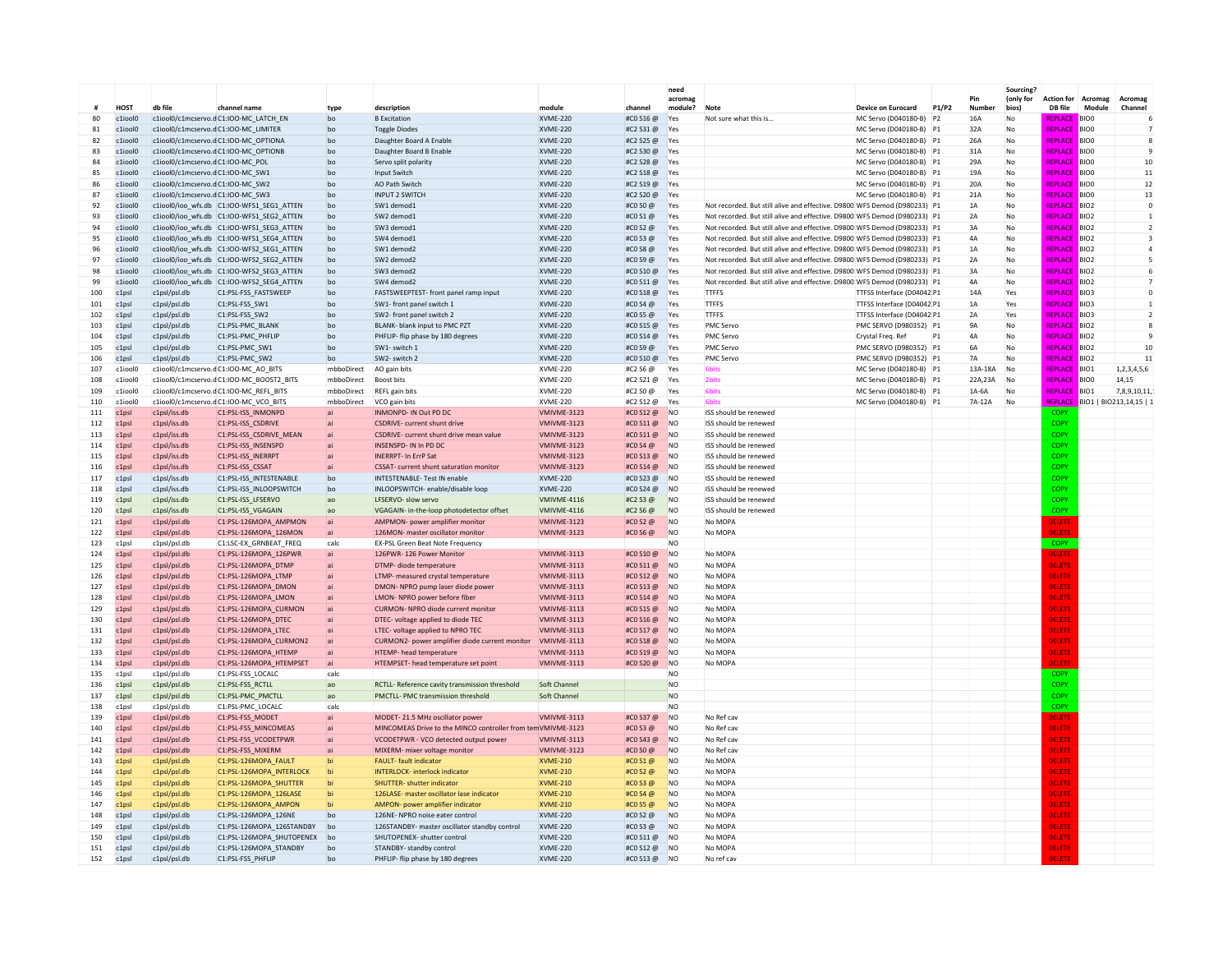| # | HOST | db file | channel name | type | description | module | channel | need acromag module? | Note | Device on Eurocard | P1/P2 | Pin Number | Sourcing? (only for bios) | Action for DB file | Acromag Module | Acromag Channel |
|---|---|---|---|---|---|---|---|---|---|---|---|---|---|---|---|---|
| 80 | c1iool0 | c1iool0/c1mcservo.d | C1:IOO-MC_LATCH_EN | bo | B Excitation | XVME-220 | #C0 S16 @ | Yes | Not sure what this is… | MC Servo (D040180-B) | P2 | 16A | No | REPLACE | BIO0 | 6 |
| 81 | c1iool0 | c1iool0/c1mcservo.d | C1:IOO-MC_LIMITER | bo | Toggle Diodes | XVME-220 | #C2 S31 @ | Yes | | MC Servo (D040180-B) | P1 | 32A | No | REPLACE | BIO0 | 7 |
| 82 | c1iool0 | c1iool0/c1mcservo.d | C1:IOO-MC_OPTIONA | bo | Daughter Board A Enable | XVME-220 | #C2 S25 @ | Yes | | MC Servo (D040180-B) | P1 | 26A | No | REPLACE | BIO0 | 8 |
| 83 | c1iool0 | c1iool0/c1mcservo.d | C1:IOO-MC_OPTIONB | bo | Daughter Board B Enable | XVME-220 | #C2 S30 @ | Yes | | MC Servo (D040180-B) | P1 | 31A | No | REPLACE | BIO0 | 9 |
| 84 | c1iool0 | c1iool0/c1mcservo.d | C1:IOO-MC_POL | bo | Servo split polarity | XVME-220 | #C2 S28 @ | Yes | | MC Servo (D040180-B) | P1 | 29A | No | REPLACE | BIO0 | 10 |
| 85 | c1iool0 | c1iool0/c1mcservo.d | C1:IOO-MC_SW1 | bo | Input Switch | XVME-220 | #C2 S18 @ | Yes | | MC Servo (D040180-B) | P1 | 19A | No | REPLACE | BIO0 | 11 |
| 86 | c1iool0 | c1iool0/c1mcservo.d | C1:IOO-MC_SW2 | bo | AO Path Switch | XVME-220 | #C2 S19 @ | Yes | | MC Servo (D040180-B) | P1 | 20A | No | REPLACE | BIO0 | 12 |
| 87 | c1iool0 | c1iool0/c1mcservo.d | C1:IOO-MC_SW3 | bo | INPUT 2 SWITCH | XVME-220 | #C2 S20 @ | Yes | | MC Servo (D040180-B) | P1 | 21A | No | REPLACE | BIO0 | 13 |
| 92 | c1iool0 | c1iool0/ioo_wfs.db | C1:IOO-WFS1_SEG1_ATTEN | bo | SW1 demod1 | XVME-220 | #C0 S0 @ | Yes | Not recorded. But still alive and effective. D9800 | WFS Demod (D980233) | P1 | 1A | No | REPLACE | BIO2 | 0 |
| 93 | c1iool0 | c1iool0/ioo_wfs.db | C1:IOO-WFS1_SEG2_ATTEN | bo | SW2 demod1 | XVME-220 | #C0 S1 @ | Yes | Not recorded. But still alive and effective. D9800 | WFS Demod (D980233) | P1 | 2A | No | REPLACE | BIO2 | 1 |
| 94 | c1iool0 | c1iool0/ioo_wfs.db | C1:IOO-WFS1_SEG3_ATTEN | bo | SW3 demod1 | XVME-220 | #C0 S2 @ | Yes | Not recorded. But still alive and effective. D9800 | WFS Demod (D980233) | P1 | 3A | No | REPLACE | BIO2 | 2 |
| 95 | c1iool0 | c1iool0/ioo_wfs.db | C1:IOO-WFS1_SEG4_ATTEN | bo | SW4 demod1 | XVME-220 | #C0 S3 @ | Yes | Not recorded. But still alive and effective. D9800 | WFS Demod (D980233) | P1 | 4A | No | REPLACE | BIO2 | 3 |
| 96 | c1iool0 | c1iool0/ioo_wfs.db | C1:IOO-WFS2_SEG1_ATTEN | bo | SW1 demod2 | XVME-220 | #C0 S8 @ | Yes | Not recorded. But still alive and effective. D9800 | WFS Demod (D980233) | P1 | 1A | No | REPLACE | BIO2 | 4 |
| 97 | c1iool0 | c1iool0/ioo_wfs.db | C1:IOO-WFS2_SEG2_ATTEN | bo | SW2 demod2 | XVME-220 | #C0 S9 @ | Yes | Not recorded. But still alive and effective. D9800 | WFS Demod (D980233) | P1 | 2A | No | REPLACE | BIO2 | 5 |
| 98 | c1iool0 | c1iool0/ioo_wfs.db | C1:IOO-WFS2_SEG3_ATTEN | bo | SW3 demod2 | XVME-220 | #C0 S10 @ | Yes | Not recorded. But still alive and effective. D9800 | WFS Demod (D980233) | P1 | 3A | No | REPLACE | BIO2 | 6 |
| 99 | c1iool0 | c1iool0/ioo_wfs.db | C1:IOO-WFS2_SEG4_ATTEN | bo | SW4 demod2 | XVME-220 | #C0 S11 @ | Yes | Not recorded. But still alive and effective. D9800 | WFS Demod (D980233) | P1 | 4A | No | REPLACE | BIO2 | 7 |
| 100 | c1psl | c1psl/psl.db | C1:PSL-FSS_FASTSWEEP | bo | FASTSWEEPTEST- front panel ramp input | XVME-220 | #C0 S18 @ | Yes | TTFFS | TTFSS Interface (D04042 | P1 | 14A | Yes | REPLACE | BIO3 | 0 |
| 101 | c1psl | c1psl/psl.db | C1:PSL-FSS_SW1 | bo | SW1- front panel switch 1 | XVME-220 | #C0 S4 @ | Yes | TTFFS | TTFSS Interface (D04042 | P1 | 1A | Yes | REPLACE | BIO3 | 1 |
| 102 | c1psl | c1psl/psl.db | C1:PSL-FSS_SW2 | bo | SW2- front panel switch 2 | XVME-220 | #C0 S5 @ | Yes | TTFFS | TTFSS Interface (D04042 | P1 | 2A | Yes | REPLACE | BIO3 | 2 |
| 103 | c1psl | c1psl/psl.db | C1:PSL-PMC_BLANK | bo | BLANK- blank input to PMC PZT | XVME-220 | #C0 S15 @ | Yes | PMC Servo | PMC SERVO (D980352) | P1 | 9A | No | REPLACE | BIO2 | 8 |
| 104 | c1psl | c1psl/psl.db | C1:PSL-PMC_PHFLIP | bo | PHFLIP- flip phase by 180 degrees | XVME-220 | #C0 S14 @ | Yes | PMC Servo | Crystal Freq. Ref | P1 | 4A | No | REPLACE | BIO2 | 9 |
| 105 | c1psl | c1psl/psl.db | C1:PSL-PMC_SW1 | bo | SW1- switch 1 | XVME-220 | #C0 S9 @ | Yes | PMC Servo | PMC SERVO (D980352) | P1 | 6A | No | REPLACE | BIO2 | 10 |
| 106 | c1psl | c1psl/psl.db | C1:PSL-PMC_SW2 | bo | SW2- switch 2 | XVME-220 | #C0 S10 @ | Yes | PMC Servo | PMC SERVO (D980352) | P1 | 7A | No | REPLACE | BIO2 | 11 |
| 107 | c1iool0 | c1iool0/c1mcservo.d | C1:IOO-MC_AO_BITS | mbboDirect | AO gain bits | XVME-220 | #C2 S6 @ | Yes | 6bits | MC Servo (D040180-B) | P1 | 13A-18A | No | REPLACE | BIO1 | 1,2,3,4,5,6 |
| 108 | c1iool0 | c1iool0/c1mcservo.d | C1:IOO-MC_BOOST2_BITS | mbboDirect | Boost bits | XVME-220 | #C2 S21 @ | Yes | 2bits | MC Servo (D040180-B) | P1 | 22A,23A | No | REPLACE | BIO0 | 14,15 |
| 109 | c1iool0 | c1iool0/c1mcservo.d | C1:IOO-MC_REFL_BITS | mbboDirect | REFL gain bits | XVME-220 | #C2 S0 @ | Yes | 6bits | MC Servo (D040180-B) | P1 | 1A-6A | No | REPLACE | BIO1 | 7,8,9,10,11, |
| 110 | c1iool0 | c1iool0/c1mcservo.d | C1:IOO-MC_VCO_BITS | mbboDirect | VCO gain bits | XVME-220 | #C2 S12 @ | Yes | 6bits | MC Servo (D040180-B) | P1 | 7A-12A | No | REPLACE | BIO1 \| BIO2 | 13,14,15 \| 1 |
| 111 | c1psl | c1psl/iss.db | C1:PSL-ISS_INMONPD | ai | INMONPD- IN Out PD DC | VMIVME-3123 | #C0 S12 @ | NO | ISS should be renewed | | | | | COPY | | |
| 112 | c1psl | c1psl/iss.db | C1:PSL-ISS_CSDRIVE | ai | CSDRIVE- current shunt drive | VMIVME-3123 | #C0 S11 @ | NO | ISS should be renewed | | | | | COPY | | |
| 113 | c1psl | c1psl/iss.db | C1:PSL-ISS_CSDRIVE_MEAN | ai | CSDRIVE- current shunt drive mean value | VMIVME-3123 | #C0 S11 @ | NO | ISS should be renewed | | | | | COPY | | |
| 114 | c1psl | c1psl/iss.db | C1:PSL-ISS_INSENSPD | ai | INSENSPD- IN In PD DC | VMIVME-3123 | #C0 S4 @ | NO | ISS should be renewed | | | | | COPY | | |
| 115 | c1psl | c1psl/iss.db | C1:PSL-ISS_INERRPT | ai | INERRPT- In ErrP Sat | VMIVME-3123 | #C0 S13 @ | NO | ISS should be renewed | | | | | COPY | | |
| 116 | c1psl | c1psl/iss.db | C1:PSL-ISS_CSSAT | ai | CSSAT- current shunt saturation monitor | VMIVME-3123 | #C0 S14 @ | NO | ISS should be renewed | | | | | COPY | | |
| 117 | c1psl | c1psl/iss.db | C1:PSL-ISS_INTESTENABLE | bo | INTESTENABLE- Test IN enable | XVME-220 | #C0 S23 @ | NO | ISS should be renewed | | | | | COPY | | |
| 118 | c1psl | c1psl/iss.db | C1:PSL-ISS_INLOOPSWITCH | bo | INLOOPSWITCH- enable/disable loop | XVME-220 | #C0 S24 @ | NO | ISS should be renewed | | | | | COPY | | |
| 119 | c1psl | c1psl/iss.db | C1:PSL-ISS_LFSERVO | ao | LFSERVO- slow servo | VMIVME-4116 | #C2 S3 @ | NO | ISS should be renewed | | | | | COPY | | |
| 120 | c1psl | c1psl/iss.db | C1:PSL-ISS_VGAGAIN | ao | VGAGAIN- in-the-loop photodetector offset | VMIVME-4116 | #C2 S6 @ | NO | ISS should be renewed | | | | | COPY | | |
| 121 | c1psl | c1psl/psl.db | C1:PSL-126MOPA_AMPMON | ai | AMPMON- power amplifier monitor | VMIVME-3123 | #C0 S2 @ | NO | No MOPA | | | | | DELETE | | |
| 122 | c1psl | c1psl/psl.db | C1:PSL-126MOPA_126MON | ai | 126MON- master oscillator monitor | VMIVME-3123 | #C0 S6 @ | NO | No MOPA | | | | | DELETE | | |
| 123 | c1psl | c1psl/psl.db | C1:LSC-EX_GRNBEAT_FREQ | calc | EX-PSL Green Beat Note Frequency | | | NO | | | | | | COPY | | |
| 124 | c1psl | c1psl/psl.db | C1:PSL-126MOPA_126PWR | ai | 126PWR- 126 Power Monitor | VMIVME-3113 | #C0 S10 @ | NO | No MOPA | | | | | DELETE | | |
| 125 | c1psl | c1psl/psl.db | C1:PSL-126MOPA_DTMP | ai | DTMP- diode temperature | VMIVME-3113 | #C0 S11 @ | NO | No MOPA | | | | | DELETE | | |
| 126 | c1psl | c1psl/psl.db | C1:PSL-126MOPA_LTMP | ai | LTMP- measured crystal temperature | VMIVME-3113 | #C0 S12 @ | NO | No MOPA | | | | | DELETE | | |
| 127 | c1psl | c1psl/psl.db | C1:PSL-126MOPA_DMON | ai | DMON- NPRO pump laser diode power | VMIVME-3113 | #C0 S13 @ | NO | No MOPA | | | | | DELETE | | |
| 128 | c1psl | c1psl/psl.db | C1:PSL-126MOPA_LMON | ai | LMON- NPRO power before fiber | VMIVME-3113 | #C0 S14 @ | NO | No MOPA | | | | | DELETE | | |
| 129 | c1psl | c1psl/psl.db | C1:PSL-126MOPA_CURMON | ai | CURMON- NPRO diode current monitor | VMIVME-3113 | #C0 S15 @ | NO | No MOPA | | | | | DELETE | | |
| 130 | c1psl | c1psl/psl.db | C1:PSL-126MOPA_DTEC | ai | DTEC- voltage applied to diode TEC | VMIVME-3113 | #C0 S16 @ | NO | No MOPA | | | | | DELETE | | |
| 131 | c1psl | c1psl/psl.db | C1:PSL-126MOPA_LTEC | ai | LTEC- voltage applied to NPRO TEC | VMIVME-3113 | #C0 S17 @ | NO | No MOPA | | | | | DELETE | | |
| 132 | c1psl | c1psl/psl.db | C1:PSL-126MOPA_CURMON2 | ai | CURMON2- power amplifier diode current monitor | VMIVME-3113 | #C0 S18 @ | NO | No MOPA | | | | | DELETE | | |
| 133 | c1psl | c1psl/psl.db | C1:PSL-126MOPA_HTEMP | ai | HTEMP- head temperature | VMIVME-3113 | #C0 S19 @ | NO | No MOPA | | | | | DELETE | | |
| 134 | c1psl | c1psl/psl.db | C1:PSL-126MOPA_HTEMPSET | ai | HTEMPSET- head temperature set point | VMIVME-3113 | #C0 S20 @ | NO | No MOPA | | | | | DELETE | | |
| 135 | c1psl | c1psl/psl.db | C1:PSL-FSS_LOCALC | calc | | | | NO | | | | | | COPY | | |
| 136 | c1psl | c1psl/psl.db | C1:PSL-FSS_RCTLL | ao | RCTLL- Reference cavity transmission threshold | Soft Channel | | NO | | | | | | COPY | | |
| 137 | c1psl | c1psl/psl.db | C1:PSL-PMC_PMCTLL | ao | PMCTLL- PMC transmission threshold | Soft Channel | | NO | | | | | | COPY | | |
| 138 | c1psl | c1psl/psl.db | C1:PSL-PMC_LOCALC | calc | | | | NO | | | | | | COPY | | |
| 139 | c1psl | c1psl/psl.db | C1:PSL-FSS_MODET | ai | MODET- 21.5 MHz oscillator power | VMIVME-3123 | #C0 S37 @ | NO | No Ref cav | | | | | DELETE | | |
| 140 | c1psl | c1psl/psl.db | C1:PSL-FSS_MINCOMEAS | ai | MINCOMEAS Drive to the MINCO controller from tem | VMIVME-3123 | #C0 S3 @ | NO | No Ref cav | | | | | DELETE | | |
| 141 | c1psl | c1psl/psl.db | C1:PSL-FSS_VCODETPWR | ai | VCODETPWR - VCO detected output power | VMIVME-3113 | #C0 S43 @ | NO | No Ref cav | | | | | DELETE | | |
| 142 | c1psl | c1psl/psl.db | C1:PSL-FSS_MIXERM | ai | MIXERM- mixer voltage monitor | VMIVME-3123 | #C0 S0 @ | NO | No Ref cav | | | | | DELETE | | |
| 143 | c1psl | c1psl/psl.db | C1:PSL-126MOPA_FAULT | bi | FAULT- fault indicator | XVME-210 | #C0 S1 @ | NO | No MOPA | | | | | DELETE | | |
| 144 | c1psl | c1psl/psl.db | C1:PSL-126MOPA_INTERLOCK | bi | INTERLOCK- interlock indicator | XVME-210 | #C0 S2 @ | NO | No MOPA | | | | | DELETE | | |
| 145 | c1psl | c1psl/psl.db | C1:PSL-126MOPA_SHUTTER | bi | SHUTTER- shutter indicator | XVME-210 | #C0 S3 @ | NO | No MOPA | | | | | DELETE | | |
| 146 | c1psl | c1psl/psl.db | C1:PSL-126MOPA_126LASE | bi | 126LASE- master oscillator lase indicator | XVME-210 | #C0 S4 @ | NO | No MOPA | | | | | DELETE | | |
| 147 | c1psl | c1psl/psl.db | C1:PSL-126MOPA_AMPON | bi | AMPON- power amplifier indicator | XVME-210 | #C0 S5 @ | NO | No MOPA | | | | | DELETE | | |
| 148 | c1psl | c1psl/psl.db | C1:PSL-126MOPA_126NE | bo | 126NE- NPRO noise eater control | XVME-220 | #C0 S2 @ | NO | No MOPA | | | | | DELETE | | |
| 149 | c1psl | c1psl/psl.db | C1:PSL-126MOPA_126STANDBY | bo | 126STANDBY- master oscillator standby control | XVME-220 | #C0 S3 @ | NO | No MOPA | | | | | DELETE | | |
| 150 | c1psl | c1psl/psl.db | C1:PSL-126MOPA_SHUTOPENEX | bo | SHUTOPENEX- shutter control | XVME-220 | #C0 S11 @ | NO | No MOPA | | | | | DELETE | | |
| 151 | c1psl | c1psl/psl.db | C1:PSL-126MOPA_STANDBY | bo | STANDBY- standby control | XVME-220 | #C0 S12 @ | NO | No MOPA | | | | | DELETE | | |
| 152 | c1psl | c1psl/psl.db | C1:PSL-FSS_PHFLIP | bo | PHFLIP- flip phase by 180 degrees | XVME-220 | #C0 S13 @ | NO | No ref cav | | | | | DELETE | | |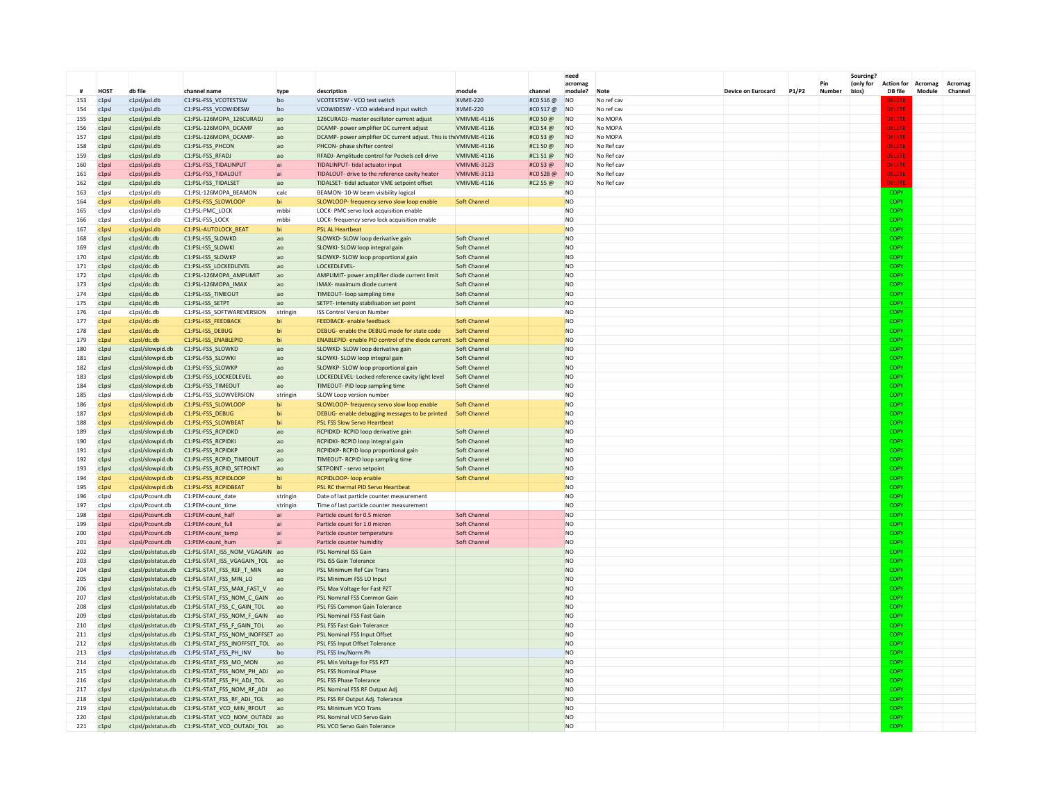| # | HOST | db file | channel name | type | description | module | channel | need acromag module? | Note | Device on Eurocard | P1/P2 | Pin Number | Sourcing? (only for bios) | Action for DB file | Acromag Module | Acromag Channel |
|---|---|---|---|---|---|---|---|---|---|---|---|---|---|---|---|---|
| 153 | c1psl | c1psl/psl.db | C1:PSL-FSS_VCOTESTSW | bo | VCOTESTSW - VCO test switch | XVME-220 | #C0 S16 @ | NO | No ref cav | | | | | DELETE | | |
| 154 | c1psl | c1psl/psl.db | C1:PSL-FSS_VCOWIDESW | bo | VCOWIDESW - VCO wideband input switch | XVME-220 | #C0 S17 @ | NO | No ref cav | | | | | DELETE | | |
| 155 | c1psl | c1psl/psl.db | C1:PSL-126MOPA_126CURADJ | ao | 126CURADJ- master oscillator current adjust | VMIVME-4116 | #C0 S0 @ | NO | No MOPA | | | | | DELETE | | |
| 156 | c1psl | c1psl/psl.db | C1:PSL-126MOPA_DCAMP | ao | DCAMP- power amplifier DC current adjust | VMIVME-4116 | #C0 S4 @ | NO | No MOPA | | | | | DELETE | | |
| 157 | c1psl | c1psl/psl.db | C1:PSL-126MOPA_DCAMP- | ao | DCAMP- power amplifier DC current adjust. This is the | VMIVME-4116 | #C0 S3 @ | NO | No MOPA | | | | | DELETE | | |
| 158 | c1psl | c1psl/psl.db | C1:PSL-FSS_PHCON | ao | PHCON- phase shifter control | VMIVME-4116 | #C1 S0 @ | NO | No Ref cav | | | | | DELETE | | |
| 159 | c1psl | c1psl/psl.db | C1:PSL-FSS_RFADJ | ao | RFADJ- Amplitude control for Pockels cell drive | VMIVME-4116 | #C1 S1 @ | NO | No Ref cav | | | | | DELETE | | |
| 160 | c1psl | c1psl/psl.db | C1:PSL-FSS_TIDALINPUT | ai | TIDALINPUT- tidal actuator input | VMIVME-3123 | #C0 S3 @ | NO | No Ref cav | | | | | DELETE | | |
| 161 | c1psl | c1psl/psl.db | C1:PSL-FSS_TIDALOUT | ai | TIDALOUT- drive to the reference cavity heater | VMIVME-3113 | #C0 S28 @ | NO | No Ref cav | | | | | DELETE | | |
| 162 | c1psl | c1psl/psl.db | C1:PSL-FSS_TIDALSET | ao | TIDALSET- tidal actuator VME setpoint offset | VMIVME-4116 | #C2 S5 @ | NO | No Ref cav | | | | | DELETE | | |
| 163 | c1psl | c1psl/psl.db | C1:PSL-126MOPA_BEAMON | calc | BEAMON- 10-W beam visibility logical | | | NO | | | | | | COPY | | |
| 164 | c1psl | c1psl/psl.db | C1:PSL-FSS_SLOWLOOP | bi | SLOWLOOP- frequency servo slow loop enable | Soft Channel | | NO | | | | | | COPY | | |
| 165 | c1psl | c1psl/psl.db | C1:PSL-PMC_LOCK | mbbi | LOCK- PMC servo lock acquisition enable | | | NO | | | | | | COPY | | |
| 166 | c1psl | c1psl/psl.db | C1:PSL-FSS_LOCK | mbbi | LOCK- frequency servo lock acquisition enable | | | NO | | | | | | COPY | | |
| 167 | c1psl | c1psl/psl.db | C1:PSL-AUTOLOCK_BEAT | bi | PSL AL Heartbeat | | | NO | | | | | | COPY | | |
| 168 | c1psl | c1psl/dc.db | C1:PSL-ISS_SLOWKD | ao | SLOWKD- SLOW loop derivative gain | Soft Channel | | NO | | | | | | COPY | | |
| 169 | c1psl | c1psl/dc.db | C1:PSL-ISS_SLOWKI | ao | SLOWKI- SLOW loop integral gain | Soft Channel | | NO | | | | | | COPY | | |
| 170 | c1psl | c1psl/dc.db | C1:PSL-ISS_SLOWKP | ao | SLOWKP- SLOW loop proportional gain | Soft Channel | | NO | | | | | | COPY | | |
| 171 | c1psl | c1psl/dc.db | C1:PSL-ISS_LOCKEDLEVEL | ao | LOCKEDLEVEL- | Soft Channel | | NO | | | | | | COPY | | |
| 172 | c1psl | c1psl/dc.db | C1:PSL-126MOPA_AMPLIMIT | ao | AMPLIMIT- power amplifier diode current limit | Soft Channel | | NO | | | | | | COPY | | |
| 173 | c1psl | c1psl/dc.db | C1:PSL-126MOPA_IMAX | ao | IMAX- maximum diode current | Soft Channel | | NO | | | | | | COPY | | |
| 174 | c1psl | c1psl/dc.db | C1:PSL-ISS_TIMEOUT | ao | TIMEOUT- loop sampling time | Soft Channel | | NO | | | | | | COPY | | |
| 175 | c1psl | c1psl/dc.db | C1:PSL-ISS_SETPT | ao | SETPT- intensity stabilisation set point | Soft Channel | | NO | | | | | | COPY | | |
| 176 | c1psl | c1psl/dc.db | C1:PSL-ISS_SOFTWAREVERSION | stringin | ISS Control Version Number | | | NO | | | | | | COPY | | |
| 177 | c1psl | c1psl/dc.db | C1:PSL-ISS_FEEDBACK | bi | FEEDBACK- enable feedback | Soft Channel | | NO | | | | | | COPY | | |
| 178 | c1psl | c1psl/dc.db | C1:PSL-ISS_DEBUG | bi | DEBUG- enable the DEBUG mode for state code | Soft Channel | | NO | | | | | | COPY | | |
| 179 | c1psl | c1psl/dc.db | C1:PSL-ISS_ENABLEPID | bi | ENABLEPID- enable PID control of the diode current | Soft Channel | | NO | | | | | | COPY | | |
| 180 | c1psl | c1psl/slowpid.db | C1:PSL-FSS_SLOWKD | ao | SLOWKD- SLOW loop derivative gain | Soft Channel | | NO | | | | | | COPY | | |
| 181 | c1psl | c1psl/slowpid.db | C1:PSL-FSS_SLOWKI | ao | SLOWKI- SLOW loop integral gain | Soft Channel | | NO | | | | | | COPY | | |
| 182 | c1psl | c1psl/slowpid.db | C1:PSL-FSS_SLOWKP | ao | SLOWKP- SLOW loop proportional gain | Soft Channel | | NO | | | | | | COPY | | |
| 183 | c1psl | c1psl/slowpid.db | C1:PSL-FSS_LOCKEDLEVEL | ao | LOCKEDLEVEL- Locked reference cavity light level | Soft Channel | | NO | | | | | | COPY | | |
| 184 | c1psl | c1psl/slowpid.db | C1:PSL-FSS_TIMEOUT | ao | TIMEOUT- PID loop sampling time | Soft Channel | | NO | | | | | | COPY | | |
| 185 | c1psl | c1psl/slowpid.db | C1:PSL-FSS_SLOWVERSION | stringin | SLOW Loop version number | | | NO | | | | | | COPY | | |
| 186 | c1psl | c1psl/slowpid.db | C1:PSL-FSS_SLOWLOOP | bi | SLOWLOOP- frequency servo slow loop enable | Soft Channel | | NO | | | | | | COPY | | |
| 187 | c1psl | c1psl/slowpid.db | C1:PSL-FSS_DEBUG | bi | DEBUG- enable debugging messages to be printed | Soft Channel | | NO | | | | | | COPY | | |
| 188 | c1psl | c1psl/slowpid.db | C1:PSL-FSS_SLOWBEAT | bi | PSL FSS Slow Servo Heartbeat | | | NO | | | | | | COPY | | |
| 189 | c1psl | c1psl/slowpid.db | C1:PSL-FSS_RCPIDKD | ao | RCPIDKD- RCPID loop derivative gain | Soft Channel | | NO | | | | | | COPY | | |
| 190 | c1psl | c1psl/slowpid.db | C1:PSL-FSS_RCPIDKI | ao | RCPIDKI- RCPID loop integral gain | Soft Channel | | NO | | | | | | COPY | | |
| 191 | c1psl | c1psl/slowpid.db | C1:PSL-FSS_RCPIDKP | ao | RCPIDKP- RCPID loop proportional gain | Soft Channel | | NO | | | | | | COPY | | |
| 192 | c1psl | c1psl/slowpid.db | C1:PSL-FSS_RCPID_TIMEOUT | ao | TIMEOUT- RCPID loop sampling time | Soft Channel | | NO | | | | | | COPY | | |
| 193 | c1psl | c1psl/slowpid.db | C1:PSL-FSS_RCPID_SETPOINT | ao | SETPOINT - servo setpoint | Soft Channel | | NO | | | | | | COPY | | |
| 194 | c1psl | c1psl/slowpid.db | C1:PSL-FSS_RCPIDLOOP | bi | RCPIDLOOP- loop enable | Soft Channel | | NO | | | | | | COPY | | |
| 195 | c1psl | c1psl/slowpid.db | C1:PSL-FSS_RCPIDBEAT | bi | PSL RC thermal PID Servo Heartbeat | | | NO | | | | | | COPY | | |
| 196 | c1psl | c1psl/Pcount.db | C1:PEM-count_date | stringin | Date of last particle counter measurement | | | NO | | | | | | COPY | | |
| 197 | c1psl | c1psl/Pcount.db | C1:PEM-count_time | stringin | Time of last particle counter measurement | | | NO | | | | | | COPY | | |
| 198 | c1psl | c1psl/Pcount.db | C1:PEM-count_half | ai | Particle count for 0.5 micron | Soft Channel | | NO | | | | | | COPY | | |
| 199 | c1psl | c1psl/Pcount.db | C1:PEM-count_full | ai | Particle count for 1.0 micron | Soft Channel | | NO | | | | | | COPY | | |
| 200 | c1psl | c1psl/Pcount.db | C1:PEM-count_temp | ai | Particle counter temperature | Soft Channel | | NO | | | | | | COPY | | |
| 201 | c1psl | c1psl/Pcount.db | C1:PEM-count_hum | ai | Particle counter humidity | Soft Channel | | NO | | | | | | COPY | | |
| 202 | c1psl | c1psl/pslstatus.db | C1:PSL-STAT_ISS_NOM_VGAGAIN | ao | PSL Nominal ISS Gain | | | NO | | | | | | COPY | | |
| 203 | c1psl | c1psl/pslstatus.db | C1:PSL-STAT_ISS_VGAGAIN_TOL | ao | PSL ISS Gain Tolerance | | | NO | | | | | | COPY | | |
| 204 | c1psl | c1psl/pslstatus.db | C1:PSL-STAT_FSS_REF_T_MIN | ao | PSL Minimum Ref Cav Trans | | | NO | | | | | | COPY | | |
| 205 | c1psl | c1psl/pslstatus.db | C1:PSL-STAT_FSS_MIN_LO | ao | PSL Minimum FSS LO Input | | | NO | | | | | | COPY | | |
| 206 | c1psl | c1psl/pslstatus.db | C1:PSL-STAT_FSS_MAX_FAST_V | ao | PSL Max Voltage for Fast PZT | | | NO | | | | | | COPY | | |
| 207 | c1psl | c1psl/pslstatus.db | C1:PSL-STAT_FSS_NOM_C_GAIN | ao | PSL Nominal FSS Common Gain | | | NO | | | | | | COPY | | |
| 208 | c1psl | c1psl/pslstatus.db | C1:PSL-STAT_FSS_C_GAIN_TOL | ao | PSL FSS Common Gain Tolerance | | | NO | | | | | | COPY | | |
| 209 | c1psl | c1psl/pslstatus.db | C1:PSL-STAT_FSS_NOM_F_GAIN | ao | PSL Nominal FSS Fast Gain | | | NO | | | | | | COPY | | |
| 210 | c1psl | c1psl/pslstatus.db | C1:PSL-STAT_FSS_F_GAIN_TOL | ao | PSL FSS Fast Gain Tolerance | | | NO | | | | | | COPY | | |
| 211 | c1psl | c1psl/pslstatus.db | C1:PSL-STAT_FSS_NOM_INOFFSET | ao | PSL Nominal FSS Input Offset | | | NO | | | | | | COPY | | |
| 212 | c1psl | c1psl/pslstatus.db | C1:PSL-STAT_FSS_INOFFSET_TOL | ao | PSL FSS Input Offset Tolerance | | | NO | | | | | | COPY | | |
| 213 | c1psl | c1psl/pslstatus.db | C1:PSL-STAT_FSS_PH_INV | bo | PSL FSS Inv/Norm Ph | | | NO | | | | | | COPY | | |
| 214 | c1psl | c1psl/pslstatus.db | C1:PSL-STAT_FSS_MO_MON | ao | PSL Min Voltage for FSS PZT | | | NO | | | | | | COPY | | |
| 215 | c1psl | c1psl/pslstatus.db | C1:PSL-STAT_FSS_NOM_PH_ADJ | ao | PSL FSS Nominal Phase | | | NO | | | | | | COPY | | |
| 216 | c1psl | c1psl/pslstatus.db | C1:PSL-STAT_FSS_PH_ADJ_TOL | ao | PSL FSS Phase Tolerance | | | NO | | | | | | COPY | | |
| 217 | c1psl | c1psl/pslstatus.db | C1:PSL-STAT_FSS_NOM_RF_ADJ | ao | PSL Nominal FSS RF Output Adj | | | NO | | | | | | COPY | | |
| 218 | c1psl | c1psl/pslstatus.db | C1:PSL-STAT_FSS_RF_ADJ_TOL | ao | PSL FSS RF Output Adj. Tolerance | | | NO | | | | | | COPY | | |
| 219 | c1psl | c1psl/pslstatus.db | C1:PSL-STAT_VCO_MIN_RFOUT | ao | PSL Minimum VCO Trans | | | NO | | | | | | COPY | | |
| 220 | c1psl | c1psl/pslstatus.db | C1:PSL-STAT_VCO_NOM_OUTADJ | ao | PSL Nominal VCO Servo Gain | | | NO | | | | | | COPY | | |
| 221 | c1psl | c1psl/pslstatus.db | C1:PSL-STAT_VCO_OUTADJ_TOL | ao | PSL VCO Servo Gain Tolerance | | | NO | | | | | | COPY | | |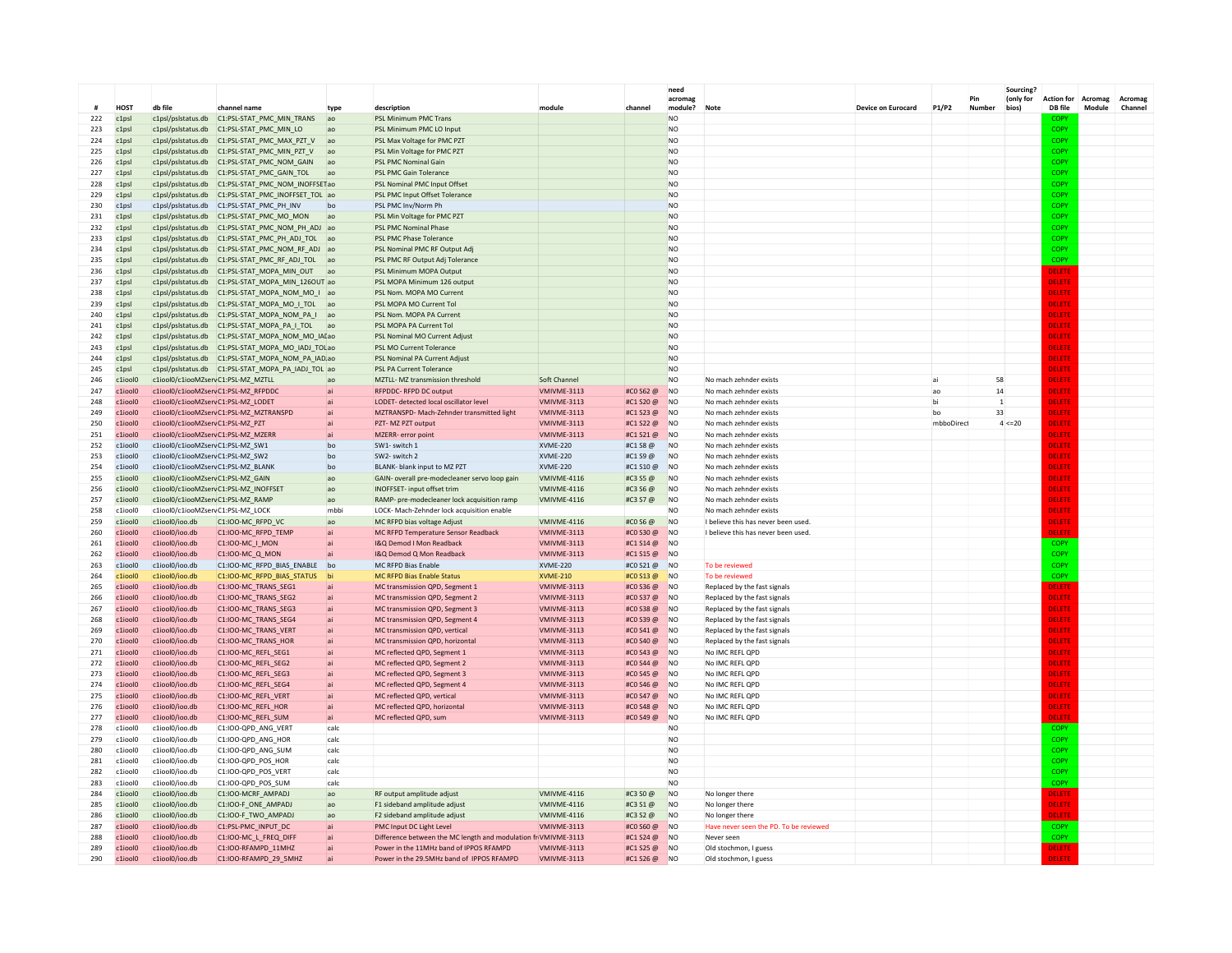| # | HOST | db file | channel name | type | description | module | channel | need acromag module? | Note | Device on Eurocard | P1/P2 | Pin Number | Sourcing? (only for bios) | Action for DB file | Acromag Module | Acromag Channel |
|---|---|---|---|---|---|---|---|---|---|---|---|---|---|---|---|---|
| 222 | c1psl | c1psl/pslstatus.db | C1:PSL-STAT_PMC_MIN_TRANS | ao | PSL Minimum PMC Trans | | | NO | | | | | | COPY | | |
| 223 | c1psl | c1psl/pslstatus.db | C1:PSL-STAT_PMC_MIN_LO | ao | PSL Minimum PMC LO Input | | | NO | | | | | | COPY | | |
| 224 | c1psl | c1psl/pslstatus.db | C1:PSL-STAT_PMC_MAX_PZT_V | ao | PSL Max Voltage for PMC PZT | | | NO | | | | | | COPY | | |
| 225 | c1psl | c1psl/pslstatus.db | C1:PSL-STAT_PMC_MIN_PZT_V | ao | PSL Min Voltage for PMC PZT | | | NO | | | | | | COPY | | |
| 226 | c1psl | c1psl/pslstatus.db | C1:PSL-STAT_PMC_NOM_GAIN | ao | PSL PMC Nominal Gain | | | NO | | | | | | COPY | | |
| 227 | c1psl | c1psl/pslstatus.db | C1:PSL-STAT_PMC_GAIN_TOL | ao | PSL PMC Gain Tolerance | | | NO | | | | | | COPY | | |
| 228 | c1psl | c1psl/pslstatus.db | C1:PSL-STAT_PMC_NOM_INOFFSET | ao | PSL Nominal PMC Input Offset | | | NO | | | | | | COPY | | |
| 229 | c1psl | c1psl/pslstatus.db | C1:PSL-STAT_PMC_INOFFSET_TOL | ao | PSL PMC Input Offset Tolerance | | | NO | | | | | | COPY | | |
| 230 | c1psl | c1psl/pslstatus.db | C1:PSL-STAT_PMC_PH_INV | bo | PSL PMC Inv/Norm Ph | | | NO | | | | | | COPY | | |
| 231 | c1psl | c1psl/pslstatus.db | C1:PSL-STAT_PMC_MO_MON | ao | PSL Min Voltage for PMC PZT | | | NO | | | | | | COPY | | |
| 232 | c1psl | c1psl/pslstatus.db | C1:PSL-STAT_PMC_NOM_PH_ADJ | ao | PSL PMC Nominal Phase | | | NO | | | | | | COPY | | |
| 233 | c1psl | c1psl/pslstatus.db | C1:PSL-STAT_PMC_PH_ADJ_TOL | ao | PSL PMC Phase Tolerance | | | NO | | | | | | COPY | | |
| 234 | c1psl | c1psl/pslstatus.db | C1:PSL-STAT_PMC_NOM_RF_ADJ | ao | PSL Nominal PMC RF Output Adj | | | NO | | | | | | COPY | | |
| 235 | c1psl | c1psl/pslstatus.db | C1:PSL-STAT_PMC_RF_ADJ_TOL | ao | PSL PMC RF Output Adj Tolerance | | | NO | | | | | | COPY | | |
| 236 | c1psl | c1psl/pslstatus.db | C1:PSL-STAT_MOPA_MIN_OUT | ao | PSL Minimum MOPA Output | | | NO | | | | | | DELETE | | |
| 237 | c1psl | c1psl/pslstatus.db | C1:PSL-STAT_MOPA_MIN_126OUT | ao | PSL MOPA Minimum 126 output | | | NO | | | | | | DELETE | | |
| 238 | c1psl | c1psl/pslstatus.db | C1:PSL-STAT_MOPA_NOM_MO_I | ao | PSL Nom. MOPA MO Current | | | NO | | | | | | DELETE | | |
| 239 | c1psl | c1psl/pslstatus.db | C1:PSL-STAT_MOPA_MO_I_TOL | ao | PSL MOPA MO Current Tol | | | NO | | | | | | DELETE | | |
| 240 | c1psl | c1psl/pslstatus.db | C1:PSL-STAT_MOPA_NOM_PA_I | ao | PSL Nom. MOPA PA Current | | | NO | | | | | | DELETE | | |
| 241 | c1psl | c1psl/pslstatus.db | C1:PSL-STAT_MOPA_PA_I_TOL | ao | PSL MOPA PA Current Tol | | | NO | | | | | | DELETE | | |
| 242 | c1psl | c1psl/pslstatus.db | C1:PSL-STAT_MOPA_NOM_MO_IAD | ao | PSL Nominal MO Current Adjust | | | NO | | | | | | DELETE | | |
| 243 | c1psl | c1psl/pslstatus.db | C1:PSL-STAT_MOPA_MO_IADJ_TOL | ao | PSL MO Current Tolerance | | | NO | | | | | | DELETE | | |
| 244 | c1psl | c1psl/pslstatus.db | C1:PSL-STAT_MOPA_NOM_PA_IAD | ao | PSL Nominal PA Current Adjust | | | NO | | | | | | DELETE | | |
| 245 | c1psl | c1psl/pslstatus.db | C1:PSL-STAT_MOPA_PA_IADJ_TOL | ao | PSL PA Current Tolerance | | | NO | | | | | | DELETE | | |
| 246 | c1iool0 | c1iool0/c1iooMZserv | C1:PSL-MZ_MZTLL | ao | MZTLL- MZ transmission threshold | Soft Channel | | NO | No mach zehnder exists | | ai | 58 | | DELETE | | |
| 247 | c1iool0 | c1iool0/c1iooMZserv | C1:PSL-MZ_RFPDDC | ai | RFPDDC- RFPD DC output | VMIVME-3113 | #C0 S62 @ | NO | No mach zehnder exists | | ao | 14 | | DELETE | | |
| 248 | c1iool0 | c1iool0/c1iooMZserv | C1:PSL-MZ_LODET | ai | LODET- detected local oscillator level | VMIVME-3113 | #C1 S20 @ | NO | No mach zehnder exists | | bi | 1 | | DELETE | | |
| 249 | c1iool0 | c1iool0/c1iooMZserv | C1:PSL-MZ_MZTRANSPD | ai | MZTRANSPD- Mach-Zehnder transmitted light | VMIVME-3113 | #C1 S23 @ | NO | No mach zehnder exists | | bo | 33 | | DELETE | | |
| 250 | c1iool0 | c1iool0/c1iooMZserv | C1:PSL-MZ_PZT | ai | PZT- MZ PZT output | VMIVME-3113 | #C1 S22 @ | NO | No mach zehnder exists | | mbboDirect | 4 | <=20 | DELETE | | |
| 251 | c1iool0 | c1iool0/c1iooMZserv | C1:PSL-MZ_MZERR | ai | MZERR- error point | VMIVME-3113 | #C1 S21 @ | NO | No mach zehnder exists | | | | | DELETE | | |
| 252 | c1iool0 | c1iool0/c1iooMZserv | C1:PSL-MZ_SW1 | bo | SW1- switch 1 | XVME-220 | #C1 S8 @ | NO | No mach zehnder exists | | | | | DELETE | | |
| 253 | c1iool0 | c1iool0/c1iooMZserv | C1:PSL-MZ_SW2 | bo | SW2- switch 2 | XVME-220 | #C1 S9 @ | NO | No mach zehnder exists | | | | | DELETE | | |
| 254 | c1iool0 | c1iool0/c1iooMZserv | C1:PSL-MZ_BLANK | bo | BLANK- blank input to MZ PZT | XVME-220 | #C1 S10 @ | NO | No mach zehnder exists | | | | | DELETE | | |
| 255 | c1iool0 | c1iool0/c1iooMZserv | C1:PSL-MZ_GAIN | ao | GAIN- overall pre-modecleaner servo loop gain | VMIVME-4116 | #C3 S5 @ | NO | No mach zehnder exists | | | | | DELETE | | |
| 256 | c1iool0 | c1iool0/c1iooMZserv | C1:PSL-MZ_INOFFSET | ao | INOFFSET- input offset trim | VMIVME-4116 | #C3 S6 @ | NO | No mach zehnder exists | | | | | DELETE | | |
| 257 | c1iool0 | c1iool0/c1iooMZserv | C1:PSL-MZ_RAMP | ao | RAMP- pre-modecleaner lock acquisition ramp | VMIVME-4116 | #C3 S7 @ | NO | No mach zehnder exists | | | | | DELETE | | |
| 258 | c1iool0 | c1iool0/c1iooMZserv | C1:PSL-MZ_LOCK | mbbi | LOCK- Mach-Zehnder lock acquisition enable | | | NO | No mach zehnder exists | | | | | DELETE | | |
| 259 | c1iool0 | c1iool0/ioo.db | C1:IOO-MC_RFPD_VC | ao | MC RFPD bias voltage Adjust | VMIVME-4116 | #C0 S6 @ | NO | I believe this has never been used. | | | | | DELETE | | |
| 260 | c1iool0 | c1iool0/ioo.db | C1:IOO-MC_RFPD_TEMP | ai | MC RFPD Temperature Sensor Readback | VMIVME-3113 | #C0 S30 @ | NO | I believe this has never been used. | | | | | DELETE | | |
| 261 | c1iool0 | c1iool0/ioo.db | C1:IOO-MC_I_MON | ai | I&Q Demod I Mon Readback | VMIVME-3113 | #C1 S14 @ | NO | | | | | | COPY | | |
| 262 | c1iool0 | c1iool0/ioo.db | C1:IOO-MC_Q_MON | ai | I&Q Demod Q Mon Readback | VMIVME-3113 | #C1 S15 @ | NO | | | | | | COPY | | |
| 263 | c1iool0 | c1iool0/ioo.db | C1:IOO-MC_RFPD_BIAS_ENABLE | bo | MC RFPD Bias Enable | XVME-220 | #C0 S21 @ | NO | To be reviewed | | | | | COPY | | |
| 264 | c1iool0 | c1iool0/ioo.db | C1:IOO-MC_RFPD_BIAS_STATUS | bi | MC RFPD Bias Enable Status | XVME-210 | #C0 S13 @ | NO | To be reviewed | | | | | COPY | | |
| 265 | c1iool0 | c1iool0/ioo.db | C1:IOO-MC_TRANS_SEG1 | ai | MC transmission QPD, Segment 1 | VMIVME-3113 | #C0 S36 @ | NO | Replaced by the fast signals | | | | | DELETE | | |
| 266 | c1iool0 | c1iool0/ioo.db | C1:IOO-MC_TRANS_SEG2 | ai | MC transmission QPD, Segment 2 | VMIVME-3113 | #C0 S37 @ | NO | Replaced by the fast signals | | | | | DELETE | | |
| 267 | c1iool0 | c1iool0/ioo.db | C1:IOO-MC_TRANS_SEG3 | ai | MC transmission QPD, Segment 3 | VMIVME-3113 | #C0 S38 @ | NO | Replaced by the fast signals | | | | | DELETE | | |
| 268 | c1iool0 | c1iool0/ioo.db | C1:IOO-MC_TRANS_SEG4 | ai | MC transmission QPD, Segment 4 | VMIVME-3113 | #C0 S39 @ | NO | Replaced by the fast signals | | | | | DELETE | | |
| 269 | c1iool0 | c1iool0/ioo.db | C1:IOO-MC_TRANS_VERT | ai | MC transmission QPD, vertical | VMIVME-3113 | #C0 S41 @ | NO | Replaced by the fast signals | | | | | DELETE | | |
| 270 | c1iool0 | c1iool0/ioo.db | C1:IOO-MC_TRANS_HOR | ai | MC transmission QPD, horizontal | VMIVME-3113 | #C0 S40 @ | NO | Replaced by the fast signals | | | | | DELETE | | |
| 271 | c1iool0 | c1iool0/ioo.db | C1:IOO-MC_REFL_SEG1 | ai | MC reflected QPD, Segment 1 | VMIVME-3113 | #C0 S43 @ | NO | No IMC REFL QPD | | | | | DELETE | | |
| 272 | c1iool0 | c1iool0/ioo.db | C1:IOO-MC_REFL_SEG2 | ai | MC reflected QPD, Segment 2 | VMIVME-3113 | #C0 S44 @ | NO | No IMC REFL QPD | | | | | DELETE | | |
| 273 | c1iool0 | c1iool0/ioo.db | C1:IOO-MC_REFL_SEG3 | ai | MC reflected QPD, Segment 3 | VMIVME-3113 | #C0 S45 @ | NO | No IMC REFL QPD | | | | | DELETE | | |
| 274 | c1iool0 | c1iool0/ioo.db | C1:IOO-MC_REFL_SEG4 | ai | MC reflected QPD, Segment 4 | VMIVME-3113 | #C0 S46 @ | NO | No IMC REFL QPD | | | | | DELETE | | |
| 275 | c1iool0 | c1iool0/ioo.db | C1:IOO-MC_REFL_VERT | ai | MC reflected QPD, vertical | VMIVME-3113 | #C0 S47 @ | NO | No IMC REFL QPD | | | | | DELETE | | |
| 276 | c1iool0 | c1iool0/ioo.db | C1:IOO-MC_REFL_HOR | ai | MC reflected QPD, horizontal | VMIVME-3113 | #C0 S48 @ | NO | No IMC REFL QPD | | | | | DELETE | | |
| 277 | c1iool0 | c1iool0/ioo.db | C1:IOO-MC_REFL_SUM | ai | MC reflected QPD, sum | VMIVME-3113 | #C0 S49 @ | NO | No IMC REFL QPD | | | | | DELETE | | |
| 278 | c1iool0 | c1iool0/ioo.db | C1:IOO-QPD_ANG_VERT | calc | | | | NO | | | | | | COPY | | |
| 279 | c1iool0 | c1iool0/ioo.db | C1:IOO-QPD_ANG_HOR | calc | | | | NO | | | | | | COPY | | |
| 280 | c1iool0 | c1iool0/ioo.db | C1:IOO-QPD_ANG_SUM | calc | | | | NO | | | | | | COPY | | |
| 281 | c1iool0 | c1iool0/ioo.db | C1:IOO-QPD_POS_HOR | calc | | | | NO | | | | | | COPY | | |
| 282 | c1iool0 | c1iool0/ioo.db | C1:IOO-QPD_POS_VERT | calc | | | | NO | | | | | | COPY | | |
| 283 | c1iool0 | c1iool0/ioo.db | C1:IOO-QPD_POS_SUM | calc | | | | NO | | | | | | COPY | | |
| 284 | c1iool0 | c1iool0/ioo.db | C1:IOO-MCRF_AMPADJ | ao | RF output amplitude adjust | VMIVME-4116 | #C3 S0 @ | NO | No longer there | | | | | DELETE | | |
| 285 | c1iool0 | c1iool0/ioo.db | C1:IOO-F_ONE_AMPADJ | ao | F1 sideband amplitude adjust | VMIVME-4116 | #C3 S1 @ | NO | No longer there | | | | | DELETE | | |
| 286 | c1iool0 | c1iool0/ioo.db | C1:IOO-F_TWO_AMPADJ | ao | F2 sideband amplitude adjust | VMIVME-4116 | #C3 S2 @ | NO | No longer there | | | | | DELETE | | |
| 287 | c1iool0 | c1iool0/ioo.db | C1:PSL-PMC_INPUT_DC | ai | PMC Input DC Light Level | VMIVME-3113 | #C0 S60 @ | NO | Have never seen the PD. To be reviewed | | | | | COPY | | |
| 288 | c1iool0 | c1iool0/ioo.db | C1:IOO-MC_L_FREQ_DIFF | ai | Difference between the MC length and modulation fr | VMIVME-3113 | #C1 S24 @ | NO | Never seen | | | | | COPY | | |
| 289 | c1iool0 | c1iool0/ioo.db | C1:IOO-RFAMPD_11MHZ | ai | Power in the 11MHz band of IPPOS RFAMPD | VMIVME-3113 | #C1 S25 @ | NO | Old stochmon, I guess | | | | | DELETE | | |
| 290 | c1iool0 | c1iool0/ioo.db | C1:IOO-RFAMPD_29_5MHZ | ai | Power in the 29.5MHz band of IPPOS RFAMPD | VMIVME-3113 | #C1 S26 @ | NO | Old stochmon, I guess | | | | | DELETE | | |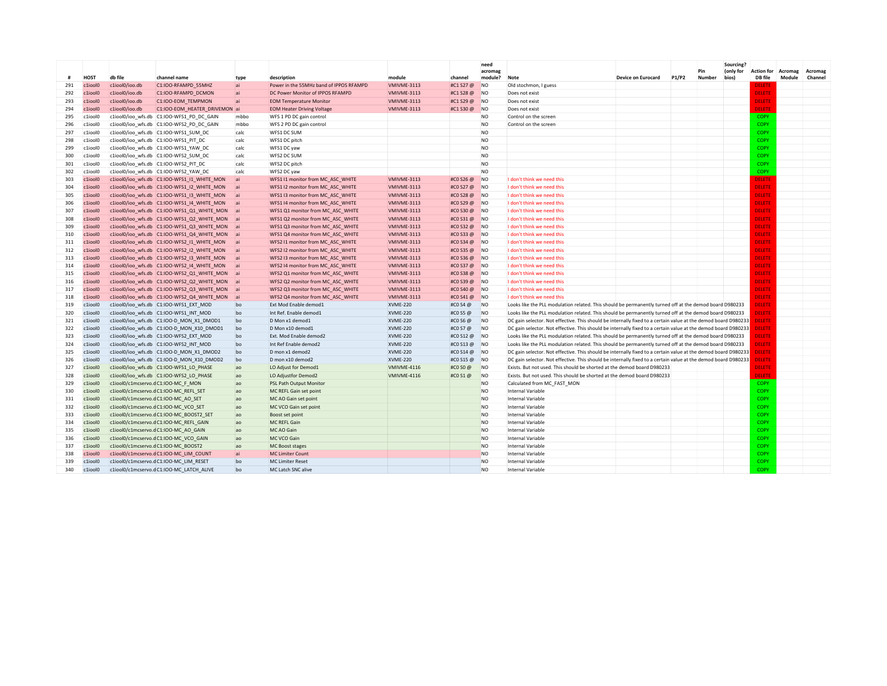| # | HOST | db file | channel name | type | description | module | channel | need acromag module? | Note | Device on Eurocard | P1/P2 | Pin Number | Sourcing? (only for bios) | Action for DB file | Acromag Module | Acromag Channel |
|---|---|---|---|---|---|---|---|---|---|---|---|---|---|---|---|---|
| 291 | c1iool0 | c1iool0/ioo.db | C1:IOO-RFAMPD_55MHZ | ai | Power in the 55MHz band of IPPOS RFAMPD | VMIVME-3113 | #C1 S27 @ | NO | Old stochmon, I guess | | | | | DELETE | | |
| 292 | c1iool0 | c1iool0/ioo.db | C1:IOO-RFAMPD_DCMON | ai | DC Power Monitor of IPPOS RFAMPD | VMIVME-3113 | #C1 S28 @ | NO | Does not exist | | | | | DELETE | | |
| 293 | c1iool0 | c1iool0/ioo.db | C1:IOO-EOM_TEMPMON | ai | EOM Temperature Monitor | VMIVME-3113 | #C1 S29 @ | NO | Does not exist | | | | | DELETE | | |
| 294 | c1iool0 | c1iool0/ioo.db | C1:IOO-EOM_HEATER_DRIVEMON | ai | EOM Heater Driving Voltage | VMIVME-3113 | #C1 S30 @ | NO | Does not exist | | | | | DELETE | | |
| 295 | c1iool0 | c1iool0/ioo_wfs.db | C1:IOO-WFS1_PD_DC_GAIN | mbbo | WFS 1 PD DC gain control | | | NO | Control on the screen | | | | | COPY | | |
| 296 | c1iool0 | c1iool0/ioo_wfs.db | C1:IOO-WFS2_PD_DC_GAIN | mbbo | WFS 2 PD DC gain control | | | NO | Control on the screen | | | | | COPY | | |
| 297 | c1iool0 | c1iool0/ioo_wfs.db | C1:IOO-WFS1_SUM_DC | calc | WFS1 DC SUM | | | NO | | | | | | COPY | | |
| 298 | c1iool0 | c1iool0/ioo_wfs.db | C1:IOO-WFS1_PIT_DC | calc | WFS1 DC pitch | | | NO | | | | | | COPY | | |
| 299 | c1iool0 | c1iool0/ioo_wfs.db | C1:IOO-WFS1_YAW_DC | calc | WFS1 DC yaw | | | NO | | | | | | COPY | | |
| 300 | c1iool0 | c1iool0/ioo_wfs.db | C1:IOO-WFS2_SUM_DC | calc | WFS2 DC SUM | | | NO | | | | | | COPY | | |
| 301 | c1iool0 | c1iool0/ioo_wfs.db | C1:IOO-WFS2_PIT_DC | calc | WFS2 DC pitch | | | NO | | | | | | COPY | | |
| 302 | c1iool0 | c1iool0/ioo_wfs.db | C1:IOO-WFS2_YAW_DC | calc | WFS2 DC yaw | | | NO | | | | | | COPY | | |
| 303 | c1iool0 | c1iool0/ioo_wfs.db | C1:IOO-WFS1_I1_WHITE_MON | ai | WFS1 I1 monitor from MC_ASC_WHITE | VMIVME-3113 | #C0 S26 @ | NO | I don't think we need this | | | | | DELETE | | |
| 304 | c1iool0 | c1iool0/ioo_wfs.db | C1:IOO-WFS1_I2_WHITE_MON | ai | WFS1 I2 monitor from MC_ASC_WHITE | VMIVME-3113 | #C0 S27 @ | NO | I don't think we need this | | | | | DELETE | | |
| 305 | c1iool0 | c1iool0/ioo_wfs.db | C1:IOO-WFS1_I3_WHITE_MON | ai | WFS1 I3 monitor from MC_ASC_WHITE | VMIVME-3113 | #C0 S28 @ | NO | I don't think we need this | | | | | DELETE | | |
| 306 | c1iool0 | c1iool0/ioo_wfs.db | C1:IOO-WFS1_I4_WHITE_MON | ai | WFS1 I4 monitor from MC_ASC_WHITE | VMIVME-3113 | #C0 S29 @ | NO | I don't think we need this | | | | | DELETE | | |
| 307 | c1iool0 | c1iool0/ioo_wfs.db | C1:IOO-WFS1_Q1_WHITE_MON | ai | WFS1 Q1 monitor from MC_ASC_WHITE | VMIVME-3113 | #C0 S30 @ | NO | I don't think we need this | | | | | DELETE | | |
| 308 | c1iool0 | c1iool0/ioo_wfs.db | C1:IOO-WFS1_Q2_WHITE_MON | ai | WFS1 Q2 monitor from MC_ASC_WHITE | VMIVME-3113 | #C0 S31 @ | NO | I don't think we need this | | | | | DELETE | | |
| 309 | c1iool0 | c1iool0/ioo_wfs.db | C1:IOO-WFS1_Q3_WHITE_MON | ai | WFS1 Q3 monitor from MC_ASC_WHITE | VMIVME-3113 | #C0 S32 @ | NO | I don't think we need this | | | | | DELETE | | |
| 310 | c1iool0 | c1iool0/ioo_wfs.db | C1:IOO-WFS1_Q4_WHITE_MON | ai | WFS1 Q4 monitor from MC_ASC_WHITE | VMIVME-3113 | #C0 S33 @ | NO | I don't think we need this | | | | | DELETE | | |
| 311 | c1iool0 | c1iool0/ioo_wfs.db | C1:IOO-WFS2_I1_WHITE_MON | ai | WFS2 I1 monitor from MC_ASC_WHITE | VMIVME-3113 | #C0 S34 @ | NO | I don't think we need this | | | | | DELETE | | |
| 312 | c1iool0 | c1iool0/ioo_wfs.db | C1:IOO-WFS2_I2_WHITE_MON | ai | WFS2 I2 monitor from MC_ASC_WHITE | VMIVME-3113 | #C0 S35 @ | NO | I don't think we need this | | | | | DELETE | | |
| 313 | c1iool0 | c1iool0/ioo_wfs.db | C1:IOO-WFS2_I3_WHITE_MON | ai | WFS2 I3 monitor from MC_ASC_WHITE | VMIVME-3113 | #C0 S36 @ | NO | I don't think we need this | | | | | DELETE | | |
| 314 | c1iool0 | c1iool0/ioo_wfs.db | C1:IOO-WFS2_I4_WHITE_MON | ai | WFS2 I4 monitor from MC_ASC_WHITE | VMIVME-3113 | #C0 S37 @ | NO | I don't think we need this | | | | | DELETE | | |
| 315 | c1iool0 | c1iool0/ioo_wfs.db | C1:IOO-WFS2_Q1_WHITE_MON | ai | WFS2 Q1 monitor from MC_ASC_WHITE | VMIVME-3113 | #C0 S38 @ | NO | I don't think we need this | | | | | DELETE | | |
| 316 | c1iool0 | c1iool0/ioo_wfs.db | C1:IOO-WFS2_Q2_WHITE_MON | ai | WFS2 Q2 monitor from MC_ASC_WHITE | VMIVME-3113 | #C0 S39 @ | NO | I don't think we need this | | | | | DELETE | | |
| 317 | c1iool0 | c1iool0/ioo_wfs.db | C1:IOO-WFS2_Q3_WHITE_MON | ai | WFS2 Q3 monitor from MC_ASC_WHITE | VMIVME-3113 | #C0 S40 @ | NO | I don't think we need this | | | | | DELETE | | |
| 318 | c1iool0 | c1iool0/ioo_wfs.db | C1:IOO-WFS2_Q4_WHITE_MON | ai | WFS2 Q4 monitor from MC_ASC_WHITE | VMIVME-3113 | #C0 S41 @ | NO | I don't think we need this | | | | | DELETE | | |
| 319 | c1iool0 | c1iool0/ioo_wfs.db | C1:IOO-WFS1_EXT_MOD | bo | Ext Mod Enable demod1 | XVME-220 | #C0 S4 @ | NO | Looks like the PLL modulation related. This should be permanently turned off at the demod board D980233 | | | | | DELETE | | |
| 320 | c1iool0 | c1iool0/ioo_wfs.db | C1:IOO-WFS1_INT_MOD | bo | Int Ref. Enable demod1 | XVME-220 | #C0 S5 @ | NO | Looks like the PLL modulation related. This should be permanently turned off at the demod board D980233 | | | | | DELETE | | |
| 321 | c1iool0 | c1iool0/ioo_wfs.db | C1:IOO-D_MON_X1_DMOD1 | bo | D Mon x1 demod1 | XVME-220 | #C0 S6 @ | NO | DC gain selector. Not effective. This should be internally fixed to a certain value at the demod board D980233 | | | | | DELETE | | |
| 322 | c1iool0 | c1iool0/ioo_wfs.db | C1:IOO-D_MON_X10_DMOD1 | bo | D Mon x10 demod1 | XVME-220 | #C0 S7 @ | NO | DC gain selector. Not effective. This should be internally fixed to a certain value at the demod board D980233 | | | | | DELETE | | |
| 323 | c1iool0 | c1iool0/ioo_wfs.db | C1:IOO-WFS2_EXT_MOD | bo | Ext. Mod Enable demod2 | XVME-220 | #C0 S12 @ | NO | Looks like the PLL modulation related. This should be permanently turned off at the demod board D980233 | | | | | DELETE | | |
| 324 | c1iool0 | c1iool0/ioo_wfs.db | C1:IOO-WFS2_INT_MOD | bo | Int Ref Enable demod2 | XVME-220 | #C0 S13 @ | NO | Looks like the PLL modulation related. This should be permanently turned off at the demod board D980233 | | | | | DELETE | | |
| 325 | c1iool0 | c1iool0/ioo_wfs.db | C1:IOO-D_MON_X1_DMOD2 | bo | D mon x1 demod2 | XVME-220 | #C0 S14 @ | NO | DC gain selector. Not effective. This should be internally fixed to a certain value at the demod board D980233 | | | | | DELETE | | |
| 326 | c1iool0 | c1iool0/ioo_wfs.db | C1:IOO-D_MON_X10_DMOD2 | bo | D mon x10 demod2 | XVME-220 | #C0 S15 @ | NO | DC gain selector. Not effective. This should be internally fixed to a certain value at the demod board D980233 | | | | | DELETE | | |
| 327 | c1iool0 | c1iool0/ioo_wfs.db | C1:IOO-WFS1_LO_PHASE | ao | LO Adjust for Demod1 | VMIVME-4116 | #C0 S0 @ | NO | Exists. But not used. This should be shorted at the demod board D980233 | | | | | DELETE | | |
| 328 | c1iool0 | c1iool0/ioo_wfs.db | C1:IOO-WFS2_LO_PHASE | ao | LO Adjustfor Demod2 | VMIVME-4116 | #C0 S1 @ | NO | Exists. But not used. This should be shorted at the demod board D980233 | | | | | DELETE | | |
| 329 | c1iool0 | c1iool0/c1mcservo.d | C1:IOO-MC_F_MON | ao | PSL Path Output Monitor | | | NO | Calculated from MC_FAST_MON | | | | | COPY | | |
| 330 | c1iool0 | c1iool0/c1mcservo.d | C1:IOO-MC_REFL_SET | ao | MC REFL Gain set point | | | NO | Internal Variable | | | | | COPY | | |
| 331 | c1iool0 | c1iool0/c1mcservo.d | C1:IOO-MC_AO_SET | ao | MC AO Gain set point | | | NO | Internal Variable | | | | | COPY | | |
| 332 | c1iool0 | c1iool0/c1mcservo.d | C1:IOO-MC_VCO_SET | ao | MC VCO Gain set point | | | NO | Internal Variable | | | | | COPY | | |
| 333 | c1iool0 | c1iool0/c1mcservo.d | C1:IOO-MC_BOOST2_SET | ao | Boost set point | | | NO | Internal Variable | | | | | COPY | | |
| 334 | c1iool0 | c1iool0/c1mcservo.d | C1:IOO-MC_REFL_GAIN | ao | MC REFL Gain | | | NO | Internal Variable | | | | | COPY | | |
| 335 | c1iool0 | c1iool0/c1mcservo.d | C1:IOO-MC_AO_GAIN | ao | MC AO Gain | | | NO | Internal Variable | | | | | COPY | | |
| 336 | c1iool0 | c1iool0/c1mcservo.d | C1:IOO-MC_VCO_GAIN | ao | MC VCO Gain | | | NO | Internal Variable | | | | | COPY | | |
| 337 | c1iool0 | c1iool0/c1mcservo.d | C1:IOO-MC_BOOST2 | ao | MC Boost stages | | | NO | Internal Variable | | | | | COPY | | |
| 338 | c1iool0 | c1iool0/c1mcservo.d | C1:IOO-MC_LIM_COUNT | ai | MC Limiter Count | | | NO | Internal Variable | | | | | COPY | | |
| 339 | c1iool0 | c1iool0/c1mcservo.d | C1:IOO-MC_LIM_RESET | bo | MC Limiter Reset | | | NO | Internal Variable | | | | | COPY | | |
| 340 | c1iool0 | c1iool0/c1mcservo.d | C1:IOO-MC_LATCH_ALIVE | bo | MC Latch SNC alive | | | NO | Internal Variable | | | | | COPY | | |